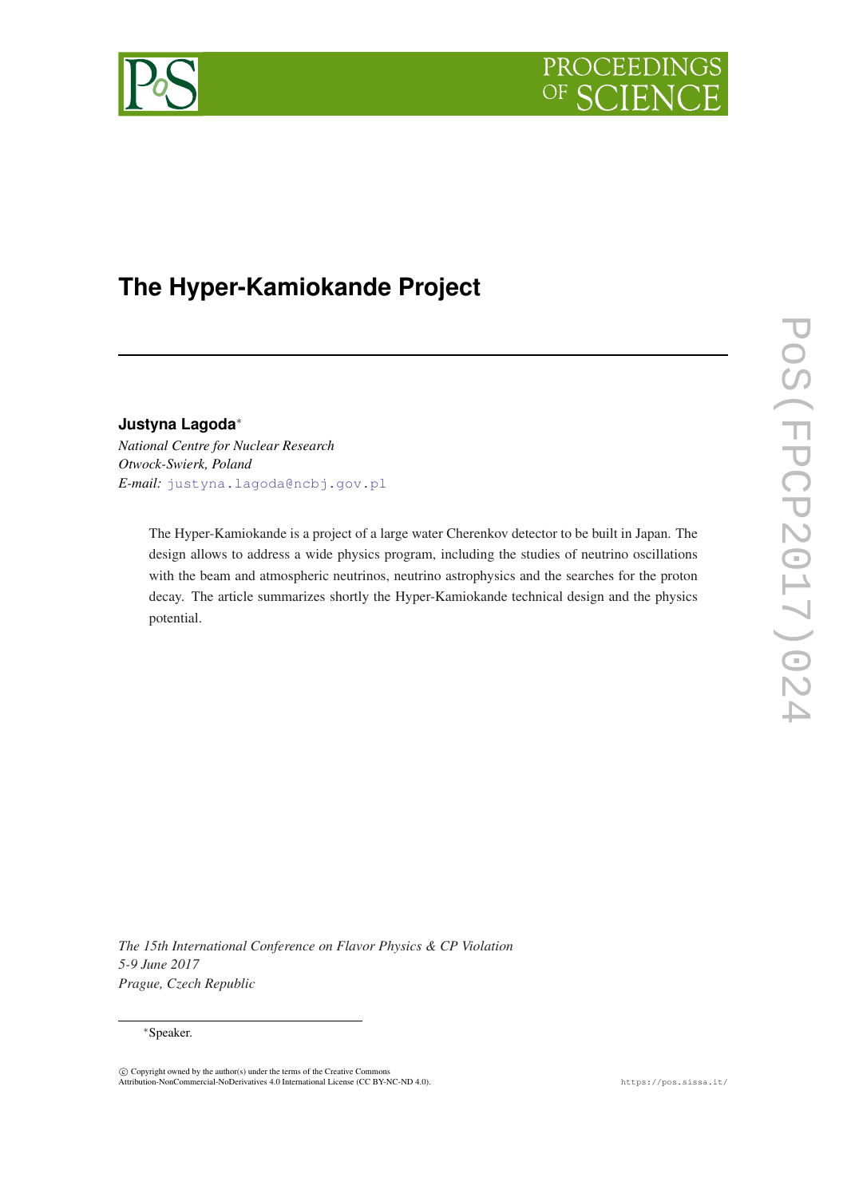# The Hyper-Kamiokande Project

**Justyna Lagoda***

*National Centre for Nuclear Research*
*Otwock-Swierk, Poland*
*E-mail:* justyna.lagoda@ncbj.gov.pl

The Hyper-Kamiokande is a project of a large water Cherenkov detector to be built in Japan. The design allows to address a wide physics program, including the studies of neutrino oscillations with the beam and atmospheric neutrinos, neutrino astrophysics and the searches for the proton decay. The article summarizes shortly the Hyper-Kamiokande technical design and the physics potential.

*The 15th International Conference on Flavor Physics & CP Violation*
*5-9 June 2017*
*Prague, Czech Republic*

*Speaker.

© Copyright owned by the author(s) under the terms of the Creative Commons Attribution-NonCommercial-NoDerivatives 4.0 International License (CC BY-NC-ND 4.0).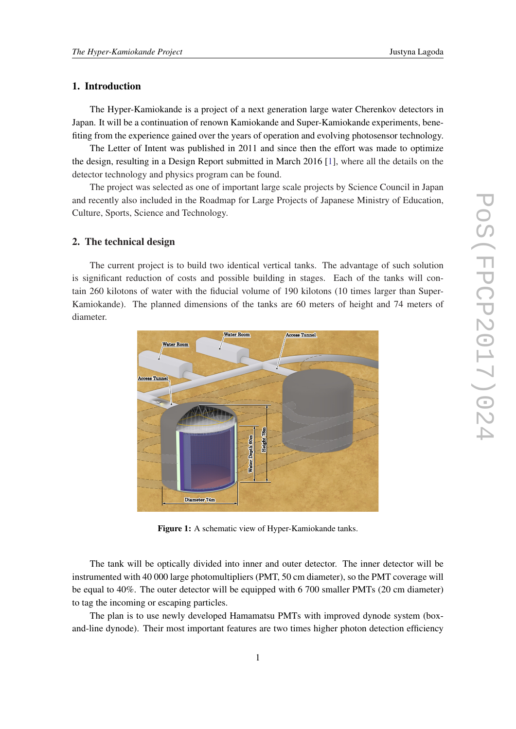## 1. Introduction

The Hyper-Kamiokande is a project of a next generation large water Cherenkov detectors in Japan. It will be a continuation of renown Kamiokande and Super-Kamiokande experiments, benefiting from the experience gained over the years of operation and evolving photosensor technology.

The Letter of Intent was published in 2011 and since then the effort was made to optimize the design, resulting in a Design Report submitted in March 2016 [1], where all the details on the detector technology and physics program can be found.

The project was selected as one of important large scale projects by Science Council in Japan and recently also included in the Roadmap for Large Projects of Japanese Ministry of Education, Culture, Sports, Science and Technology.

## 2. The technical design

The current project is to build two identical vertical tanks. The advantage of such solution is significant reduction of costs and possible building in stages. Each of the tanks will contain 260 kilotons of water with the fiducial volume of 190 kilotons (10 times larger than Super-Kamiokande). The planned dimensions of the tanks are 60 meters of height and 74 meters of diameter.

**Figure 1:** A schematic view of Hyper-Kamiokande tanks.

The tank will be optically divided into inner and outer detector. The inner detector will be instrumented with 40 000 large photomultipliers (PMT, 50 cm diameter), so the PMT coverage will be equal to 40%. The outer detector will be equipped with 6 700 smaller PMTs (20 cm diameter) to tag the incoming or escaping particles.

The plan is to use newly developed Hamamatsu PMTs with improved dynode system (box-and-line dynode). Their most important features are two times higher photon detection efficiency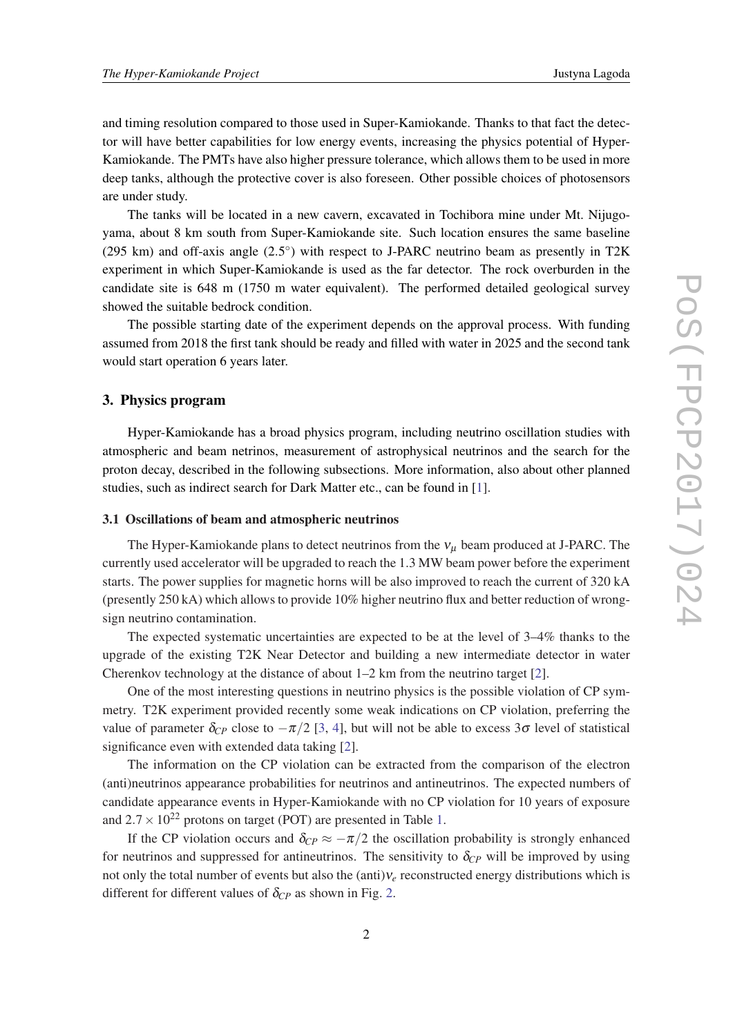and timing resolution compared to those used in Super-Kamiokande. Thanks to that fact the detector will have better capabilities for low energy events, increasing the physics potential of Hyper-Kamiokande. The PMTs have also higher pressure tolerance, which allows them to be used in more deep tanks, although the protective cover is also foreseen. Other possible choices of photosensors are under study.

The tanks will be located in a new cavern, excavated in Tochibora mine under Mt. Nijugo-yama, about 8 km south from Super-Kamiokande site. Such location ensures the same baseline (295 km) and off-axis angle (2.5°) with respect to J-PARC neutrino beam as presently in T2K experiment in which Super-Kamiokande is used as the far detector. The rock overburden in the candidate site is 648 m (1750 m water equivalent). The performed detailed geological survey showed the suitable bedrock condition.

The possible starting date of the experiment depends on the approval process. With funding assumed from 2018 the first tank should be ready and filled with water in 2025 and the second tank would start operation 6 years later.

## 3. Physics program

Hyper-Kamiokande has a broad physics program, including neutrino oscillation studies with atmospheric and beam netrinos, measurement of astrophysical neutrinos and the search for the proton decay, described in the following subsections. More information, also about other planned studies, such as indirect search for Dark Matter etc., can be found in [1].

### 3.1 Oscillations of beam and atmospheric neutrinos

The Hyper-Kamiokande plans to detect neutrinos from the $\nu_\mu$ beam produced at J-PARC. The currently used accelerator will be upgraded to reach the 1.3 MW beam power before the experiment starts. The power supplies for magnetic horns will be also improved to reach the current of 320 kA (presently 250 kA) which allows to provide 10% higher neutrino flux and better reduction of wrong-sign neutrino contamination.

The expected systematic uncertainties are expected to be at the level of 3–4% thanks to the upgrade of the existing T2K Near Detector and building a new intermediate detector in water Cherenkov technology at the distance of about 1–2 km from the neutrino target [2].

One of the most interesting questions in neutrino physics is the possible violation of CP symmetry. T2K experiment provided recently some weak indications on CP violation, preferring the value of parameter $\delta_{CP}$ close to $-\pi/2$ [3, 4], but will not be able to excess $3\sigma$ level of statistical significance even with extended data taking [2].

The information on the CP violation can be extracted from the comparison of the electron (anti)neutrinos appearance probabilities for neutrinos and antineutrinos. The expected numbers of candidate appearance events in Hyper-Kamiokande with no CP violation for 10 years of exposure and $2.7 \times 10^{22}$ protons on target (POT) are presented in Table 1.

If the CP violation occurs and $\delta_{CP} \approx -\pi/2$ the oscillation probability is strongly enhanced for neutrinos and suppressed for antineutrinos. The sensitivity to $\delta_{CP}$ will be improved by using not only the total number of events but also the (anti)$\nu_e$ reconstructed energy distributions which is different for different values of $\delta_{CP}$ as shown in Fig. 2.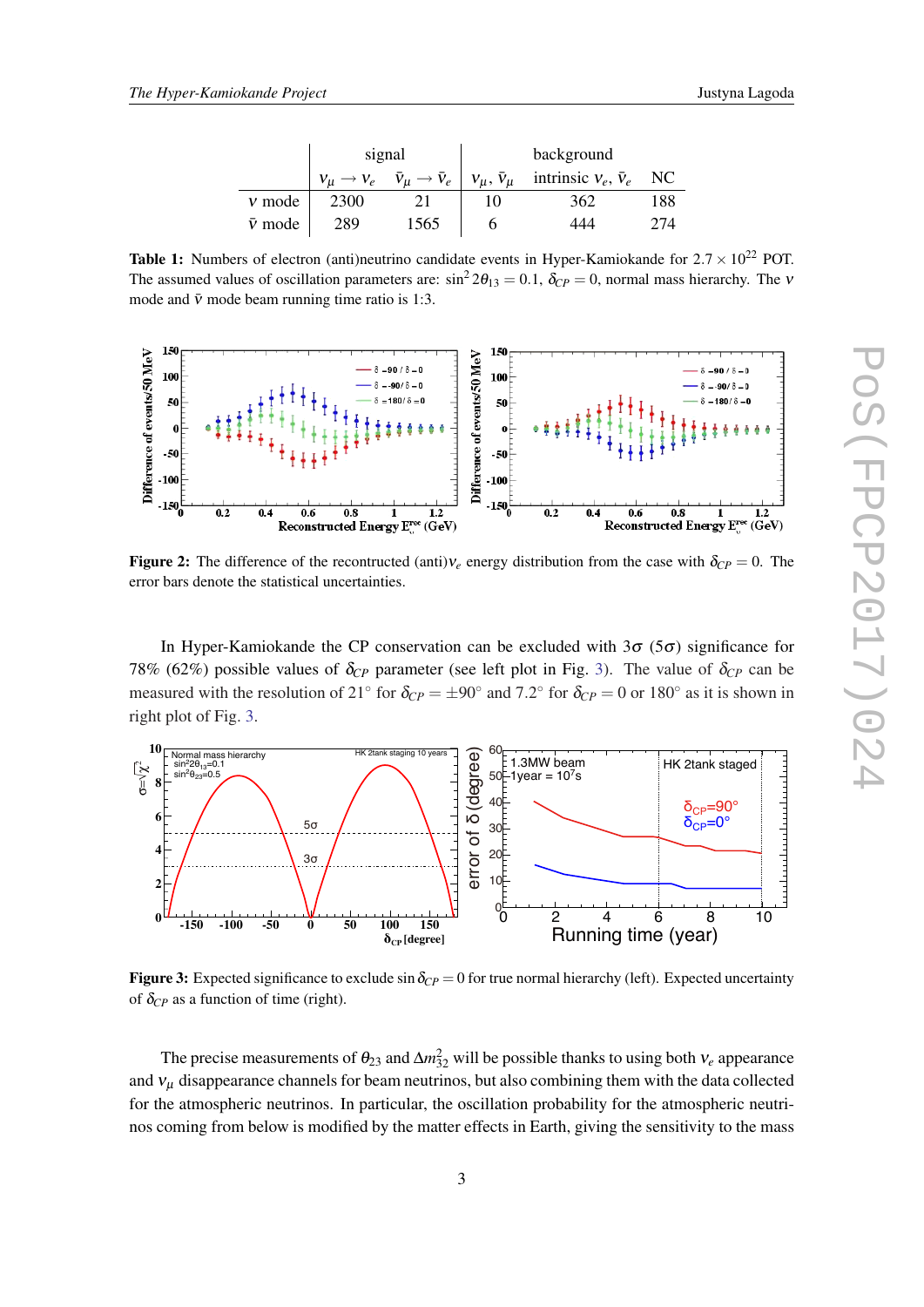|  | signal |  | background |  |  |
|---|---|---|---|---|---|
|  | $\nu_\mu \to \nu_e$ | $\bar{\nu}_\mu \to \bar{\nu}_e$ | $\nu_\mu, \bar{\nu}_\mu$ | intrinsic $\nu_e, \bar{\nu}_e$ | NC |
| $\nu$ mode | 2300 | 21 | 10 | 362 | 188 |
| $\bar{\nu}$ mode | 289 | 1565 | 6 | 444 | 274 |

**Table 1:** Numbers of electron (anti)neutrino candidate events in Hyper-Kamiokande for $2.7 \times 10^{22}$ POT. The assumed values of oscillation parameters are: $\sin^2 2\theta_{13} = 0.1$, $\delta_{CP} = 0$, normal mass hierarchy. The $\nu$ mode and $\bar{\nu}$ mode beam running time ratio is 1:3.

**Figure 2:** The difference of the recontructed (anti)$\nu_e$ energy distribution from the case with $\delta_{CP} = 0$. The error bars denote the statistical uncertainties.

In Hyper-Kamiokande the CP conservation can be excluded with $3\sigma$ ($5\sigma$) significance for 78% (62%) possible values of $\delta_{CP}$ parameter (see left plot in Fig. 3). The value of $\delta_{CP}$ can be measured with the resolution of $21^\circ$ for $\delta_{CP} = \pm 90^\circ$ and $7.2^\circ$ for $\delta_{CP} = 0$ or $180^\circ$ as it is shown in right plot of Fig. 3.

**Figure 3:** Expected significance to exclude $\sin \delta_{CP} = 0$ for true normal hierarchy (left). Expected uncertainty of $\delta_{CP}$ as a function of time (right).

The precise measurements of $\theta_{23}$ and $\Delta m^2_{32}$ will be possible thanks to using both $\nu_e$ appearance and $\nu_\mu$ disappearance channels for beam neutrinos, but also combining them with the data collected for the atmospheric neutrinos. In particular, the oscillation probability for the atmospheric neutrinos coming from below is modified by the matter effects in Earth, giving the sensitivity to the mass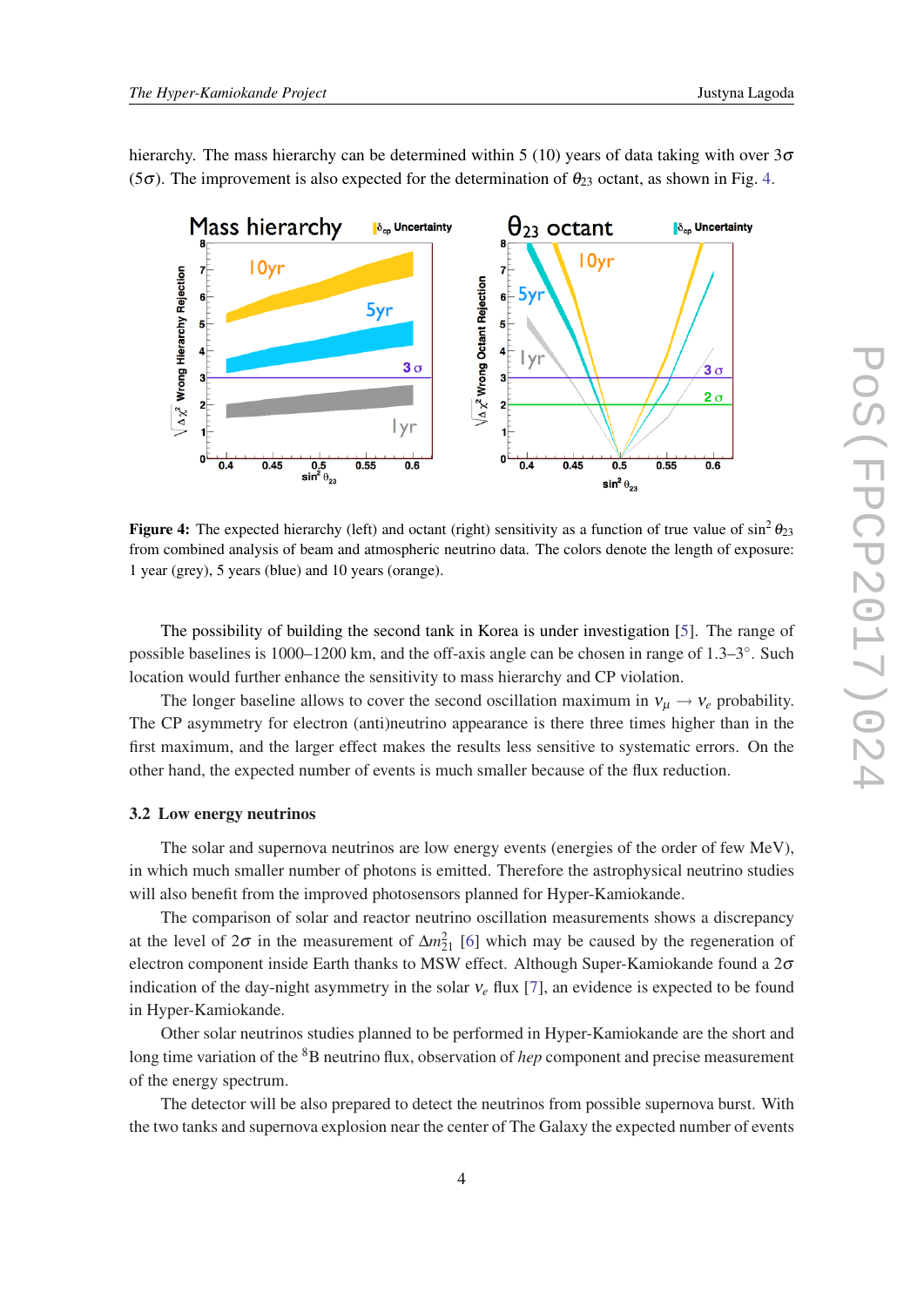hierarchy. The mass hierarchy can be determined within 5 (10) years of data taking with over $3\sigma$ ($5\sigma$). The improvement is also expected for the determination of $\theta_{23}$ octant, as shown in Fig. 4.

**Figure 4:** The expected hierarchy (left) and octant (right) sensitivity as a function of true value of $\sin^2\theta_{23}$ from combined analysis of beam and atmospheric neutrino data. The colors denote the length of exposure: 1 year (grey), 5 years (blue) and 10 years (orange).

The possibility of building the second tank in Korea is under investigation [5]. The range of possible baselines is 1000–1200 km, and the off-axis angle can be chosen in range of 1.3–3°. Such location would further enhance the sensitivity to mass hierarchy and CP violation.

The longer baseline allows to cover the second oscillation maximum in $\nu_\mu \to \nu_e$ probability. The CP asymmetry for electron (anti)neutrino appearance is there three times higher than in the first maximum, and the larger effect makes the results less sensitive to systematic errors. On the other hand, the expected number of events is much smaller because of the flux reduction.

### 3.2 Low energy neutrinos

The solar and supernova neutrinos are low energy events (energies of the order of few MeV), in which much smaller number of photons is emitted. Therefore the astrophysical neutrino studies will also benefit from the improved photosensors planned for Hyper-Kamiokande.

The comparison of solar and reactor neutrino oscillation measurements shows a discrepancy at the level of $2\sigma$ in the measurement of $\Delta m^2_{21}$ [6] which may be caused by the regeneration of electron component inside Earth thanks to MSW effect. Although Super-Kamiokande found a $2\sigma$ indication of the day-night asymmetry in the solar $\nu_e$ flux [7], an evidence is expected to be found in Hyper-Kamiokande.

Other solar neutrinos studies planned to be performed in Hyper-Kamiokande are the short and long time variation of the $^8$B neutrino flux, observation of *hep* component and precise measurement of the energy spectrum.

The detector will be also prepared to detect the neutrinos from possible supernova burst. With the two tanks and supernova explosion near the center of The Galaxy the expected number of events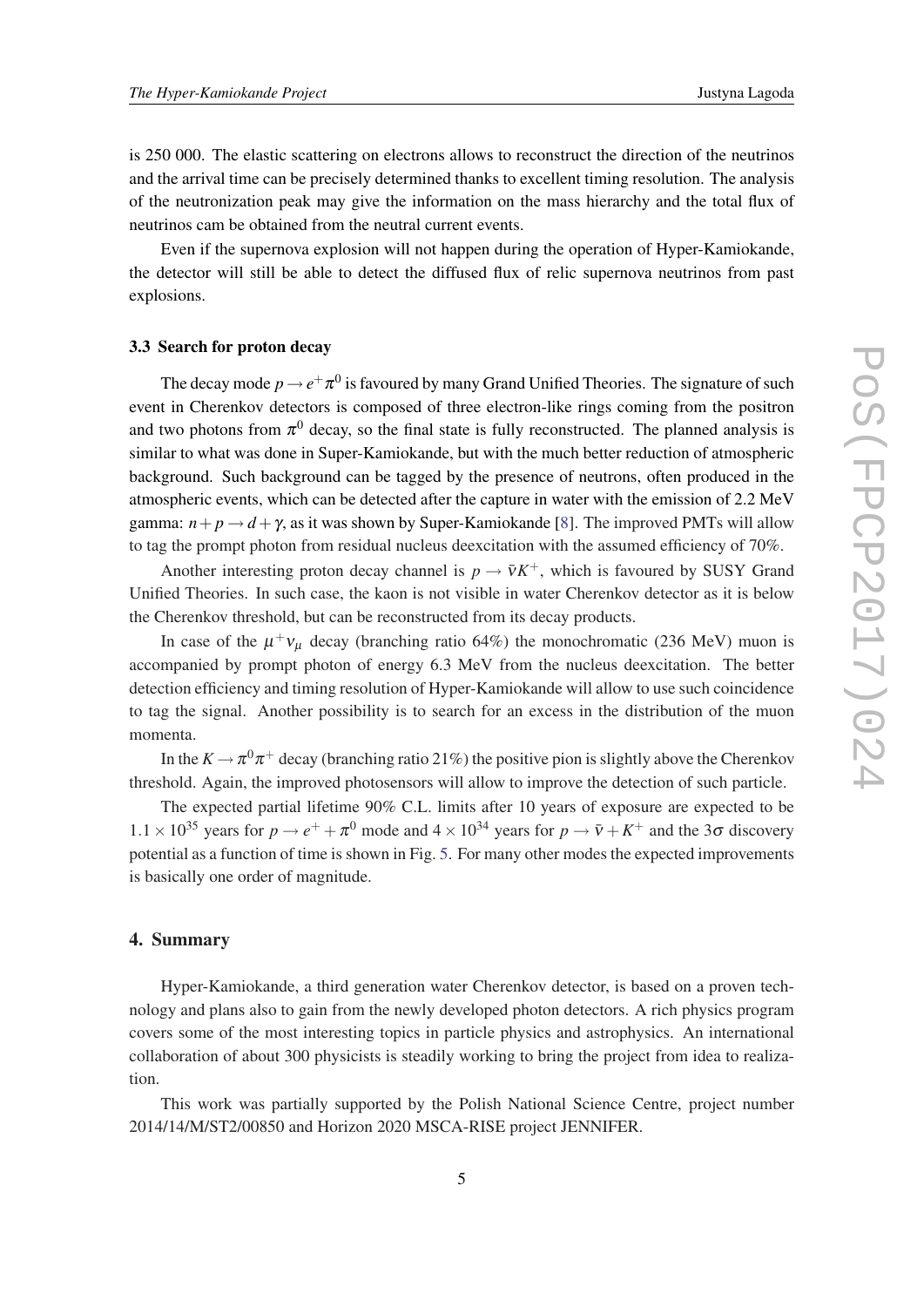is 250 000. The elastic scattering on electrons allows to reconstruct the direction of the neutrinos and the arrival time can be precisely determined thanks to excellent timing resolution. The analysis of the neutronization peak may give the information on the mass hierarchy and the total flux of neutrinos cam be obtained from the neutral current events.

Even if the supernova explosion will not happen during the operation of Hyper-Kamiokande, the detector will still be able to detect the diffused flux of relic supernova neutrinos from past explosions.

### 3.3 Search for proton decay

The decay mode $p \to e^+ \pi^0$ is favoured by many Grand Unified Theories. The signature of such event in Cherenkov detectors is composed of three electron-like rings coming from the positron and two photons from $\pi^0$ decay, so the final state is fully reconstructed. The planned analysis is similar to what was done in Super-Kamiokande, but with the much better reduction of atmospheric background. Such background can be tagged by the presence of neutrons, often produced in the atmospheric events, which can be detected after the capture in water with the emission of 2.2 MeV gamma: $n + p \to d + \gamma$, as it was shown by Super-Kamiokande [8]. The improved PMTs will allow to tag the prompt photon from residual nucleus deexcitation with the assumed efficiency of 70%.

Another interesting proton decay channel is $p \to \bar{\nu} K^+$, which is favoured by SUSY Grand Unified Theories. In such case, the kaon is not visible in water Cherenkov detector as it is below the Cherenkov threshold, but can be reconstructed from its decay products.

In case of the $\mu^+ \nu_\mu$ decay (branching ratio 64%) the monochromatic (236 MeV) muon is accompanied by prompt photon of energy 6.3 MeV from the nucleus deexcitation. The better detection efficiency and timing resolution of Hyper-Kamiokande will allow to use such coincidence to tag the signal. Another possibility is to search for an excess in the distribution of the muon momenta.

In the $K \to \pi^0 \pi^+$ decay (branching ratio 21%) the positive pion is slightly above the Cherenkov threshold. Again, the improved photosensors will allow to improve the detection of such particle.

The expected partial lifetime 90% C.L. limits after 10 years of exposure are expected to be $1.1 \times 10^{35}$ years for $p \to e^+ + \pi^0$ mode and $4 \times 10^{34}$ years for $p \to \bar{\nu} + K^+$ and the $3\sigma$ discovery potential as a function of time is shown in Fig. 5. For many other modes the expected improvements is basically one order of magnitude.

## 4. Summary

Hyper-Kamiokande, a third generation water Cherenkov detector, is based on a proven technology and plans also to gain from the newly developed photon detectors. A rich physics program covers some of the most interesting topics in particle physics and astrophysics. An international collaboration of about 300 physicists is steadily working to bring the project from idea to realization.

This work was partially supported by the Polish National Science Centre, project number 2014/14/M/ST2/00850 and Horizon 2020 MSCA-RISE project JENNIFER.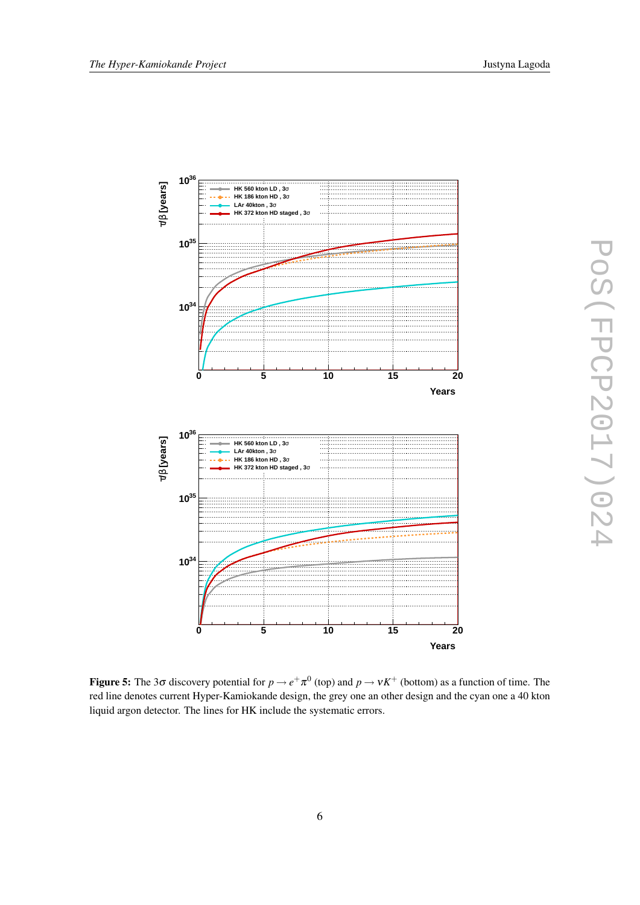**Figure 5:** The $3\sigma$ discovery potential for $p \to e^+\pi^0$ (top) and $p \to \nu K^+$ (bottom) as a function of time. The red line denotes current Hyper-Kamiokande design, the grey one an other design and the cyan one a 40 kton liquid argon detector. The lines for HK include the systematic errors.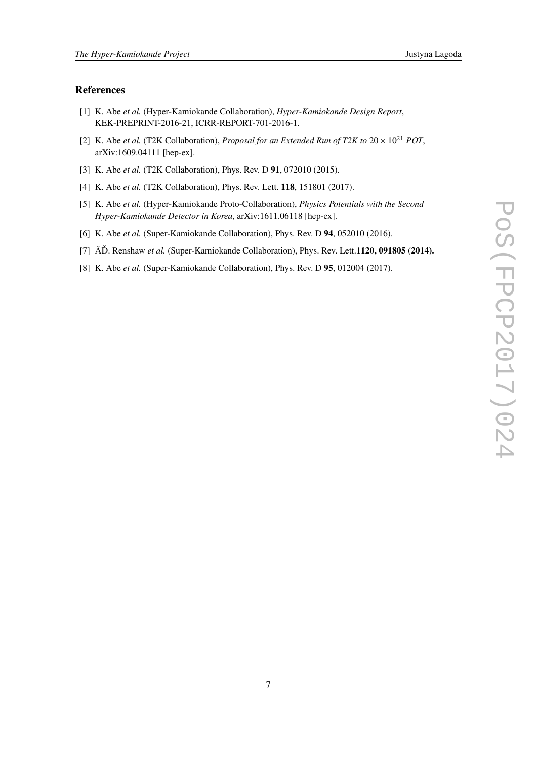## References

[1] K. Abe *et al.* (Hyper-Kamiokande Collaboration), *Hyper-Kamiokande Design Report*, KEK-PREPRINT-2016-21, ICRR-REPORT-701-2016-1.

[2] K. Abe *et al.* (T2K Collaboration), *Proposal for an Extended Run of T2K to* $20 \times 10^{21}$ *POT*, arXiv:1609.04111 [hep-ex].

[3] K. Abe *et al.* (T2K Collaboration), Phys. Rev. D **91**, 072010 (2015).

[4] K. Abe *et al.* (T2K Collaboration), Phys. Rev. Lett. **118**, 151801 (2017).

[5] K. Abe *et al.* (Hyper-Kamiokande Proto-Collaboration), *Physics Potentials with the Second Hyper-Kamiokande Detector in Korea*, arXiv:1611.06118 [hep-ex].

[6] K. Abe *et al.* (Super-Kamiokande Collaboration), Phys. Rev. D **94**, 052010 (2016).

[7] ÄĎ. Renshaw *et al.* (Super-Kamiokande Collaboration), Phys. Rev. Lett.**1120, 091805 (2014).**

[8] K. Abe *et al.* (Super-Kamiokande Collaboration), Phys. Rev. D **95**, 012004 (2017).